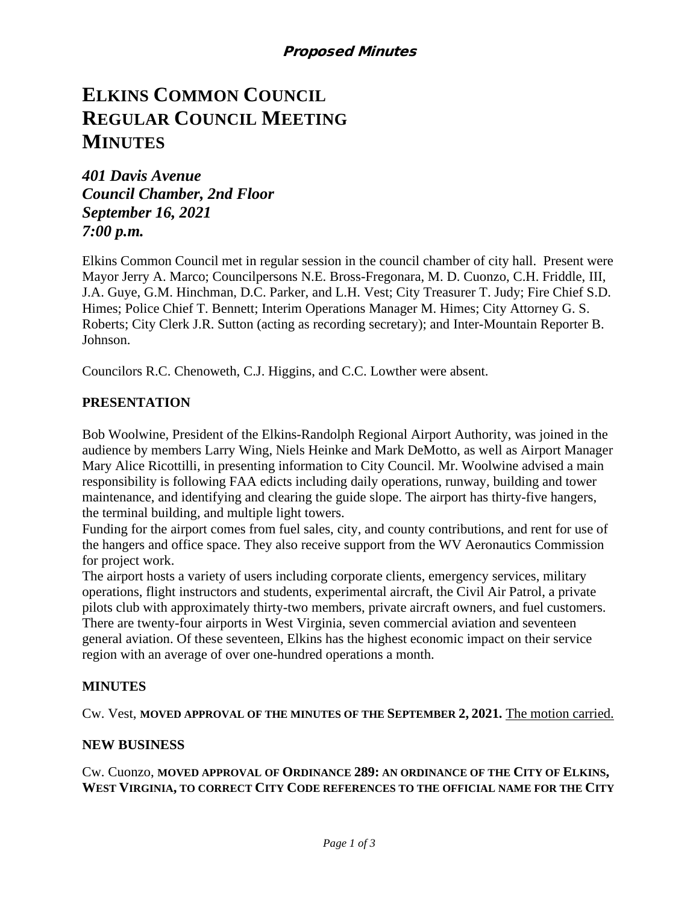*Proposed Minutes*

# ELKINS COMMON COUNCIL REGULAR COUNCIL MEETING MINUTES

***401 Davis Avenue***
***Council Chamber, 2nd Floor***
***September 16, 2021***
***7:00 p.m.***

Elkins Common Council met in regular session in the council chamber of city hall. Present were Mayor Jerry A. Marco; Councilpersons N.E. Bross-Fregonara, M. D. Cuonzo, C.H. Friddle, III, J.A. Guye, G.M. Hinchman, D.C. Parker, and L.H. Vest; City Treasurer T. Judy; Fire Chief S.D. Himes; Police Chief T. Bennett; Interim Operations Manager M. Himes; City Attorney G. S. Roberts; City Clerk J.R. Sutton (acting as recording secretary); and Inter-Mountain Reporter B. Johnson.

Councilors R.C. Chenoweth, C.J. Higgins, and C.C. Lowther were absent.

## PRESENTATION

Bob Woolwine, President of the Elkins-Randolph Regional Airport Authority, was joined in the audience by members Larry Wing, Niels Heinke and Mark DeMotto, as well as Airport Manager Mary Alice Ricottilli, in presenting information to City Council. Mr. Woolwine advised a main responsibility is following FAA edicts including daily operations, runway, building and tower maintenance, and identifying and clearing the guide slope. The airport has thirty-five hangers, the terminal building, and multiple light towers.

Funding for the airport comes from fuel sales, city, and county contributions, and rent for use of the hangers and office space. They also receive support from the WV Aeronautics Commission for project work.

The airport hosts a variety of users including corporate clients, emergency services, military operations, flight instructors and students, experimental aircraft, the Civil Air Patrol, a private pilots club with approximately thirty-two members, private aircraft owners, and fuel customers. There are twenty-four airports in West Virginia, seven commercial aviation and seventeen general aviation. Of these seventeen, Elkins has the highest economic impact on their service region with an average of over one-hundred operations a month.

## MINUTES

Cw. Vest, **MOVED APPROVAL OF THE MINUTES OF THE SEPTEMBER 2, 2021.** The motion carried.

## NEW BUSINESS

Cw. Cuonzo, **MOVED APPROVAL OF ORDINANCE 289: AN ORDINANCE OF THE CITY OF ELKINS, WEST VIRGINIA, TO CORRECT CITY CODE REFERENCES TO THE OFFICIAL NAME FOR THE CITY**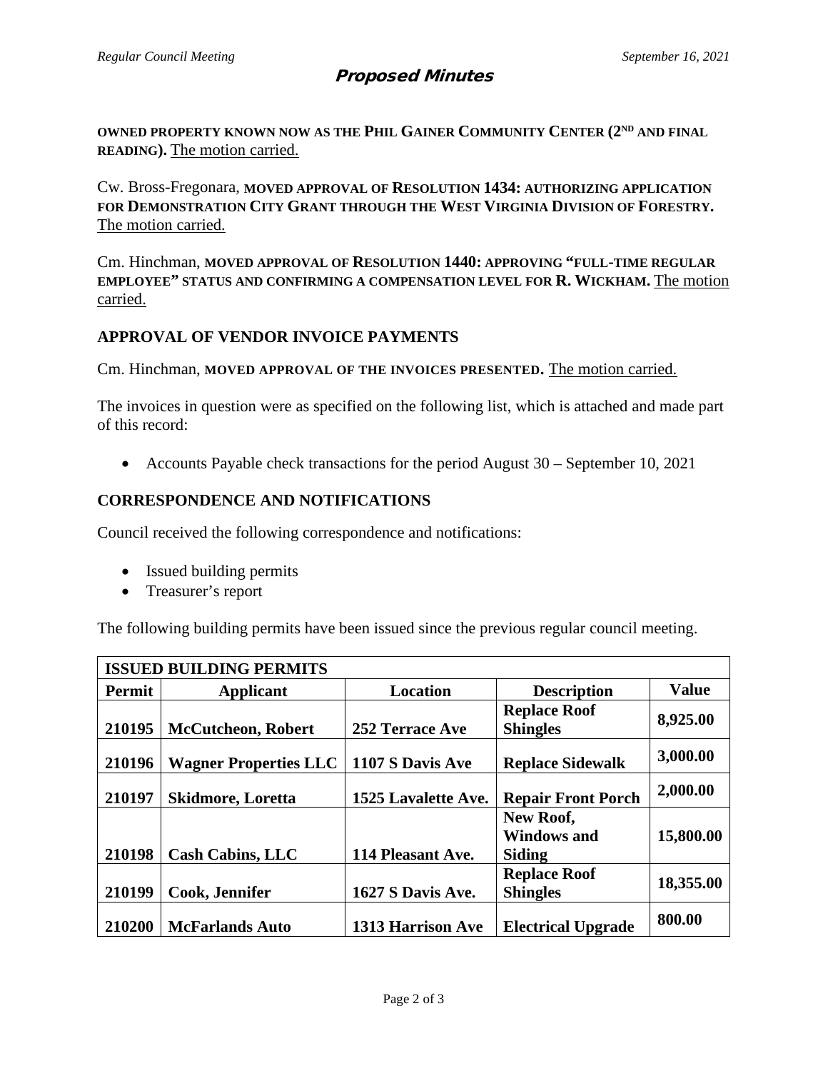## Proposed Minutes

**OWNED PROPERTY KNOWN NOW AS THE PHIL GAINER COMMUNITY CENTER (2ND AND FINAL READING).** The motion carried.

Cw. Bross-Fregonara, **MOVED APPROVAL OF RESOLUTION 1434: AUTHORIZING APPLICATION FOR DEMONSTRATION CITY GRANT THROUGH THE WEST VIRGINIA DIVISION OF FORESTRY.** The motion carried.

Cm. Hinchman, **MOVED APPROVAL OF RESOLUTION 1440: APPROVING "FULL-TIME REGULAR EMPLOYEE" STATUS AND CONFIRMING A COMPENSATION LEVEL FOR R. WICKHAM.** The motion carried.

### APPROVAL OF VENDOR INVOICE PAYMENTS

Cm. Hinchman, **MOVED APPROVAL OF THE INVOICES PRESENTED.** The motion carried.

The invoices in question were as specified on the following list, which is attached and made part of this record:

- Accounts Payable check transactions for the period August 30 – September 10, 2021

### CORRESPONDENCE AND NOTIFICATIONS

Council received the following correspondence and notifications:

- Issued building permits
- Treasurer's report

The following building permits have been issued since the previous regular council meeting.

| ISSUED BUILDING PERMITS | | | | |
|---|---|---|---|---|
| **Permit** | **Applicant** | **Location** | **Description** | **Value** |
| **210195** | **McCutcheon, Robert** | **252 Terrace Ave** | **Replace Roof Shingles** | **8,925.00** |
| **210196** | **Wagner Properties LLC** | **1107 S Davis Ave** | **Replace Sidewalk** | **3,000.00** |
| **210197** | **Skidmore, Loretta** | **1525 Lavalette Ave.** | **Repair Front Porch** | **2,000.00** |
| **210198** | **Cash Cabins, LLC** | **114 Pleasant Ave.** | **New Roof, Windows and Siding** | **15,800.00** |
| **210199** | **Cook, Jennifer** | **1627 S Davis Ave.** | **Replace Roof Shingles** | **18,355.00** |
| **210200** | **McFarlands Auto** | **1313 Harrison Ave** | **Electrical Upgrade** | **800.00** |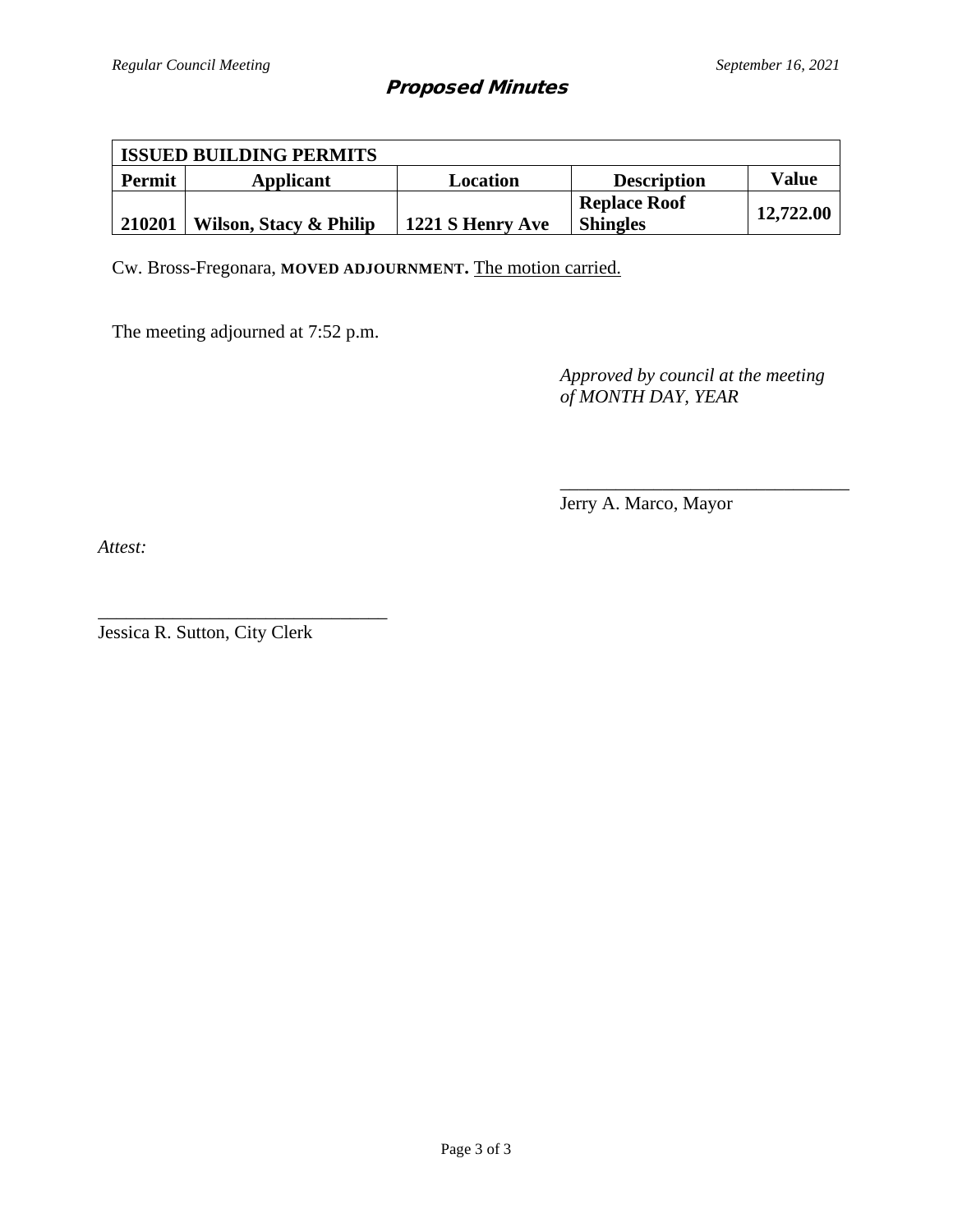| ISSUED BUILDING PERMITS | | | | |
|---|---|---|---|---|
| **Permit** | **Applicant** | **Location** | **Description** | **Value** |
| **210201** | **Wilson, Stacy & Philip** | **1221 S Henry Ave** | **Replace Roof Shingles** | **12,722.00** |

Cw. Bross-Fregonara, **MOVED ADJOURNMENT.** The motion carried.

The meeting adjourned at 7:52 p.m.

*Approved by council at the meeting of MONTH DAY, YEAR*

_______________________________
Jerry A. Marco, Mayor

*Attest:*

_______________________________
Jessica R. Sutton, City Clerk